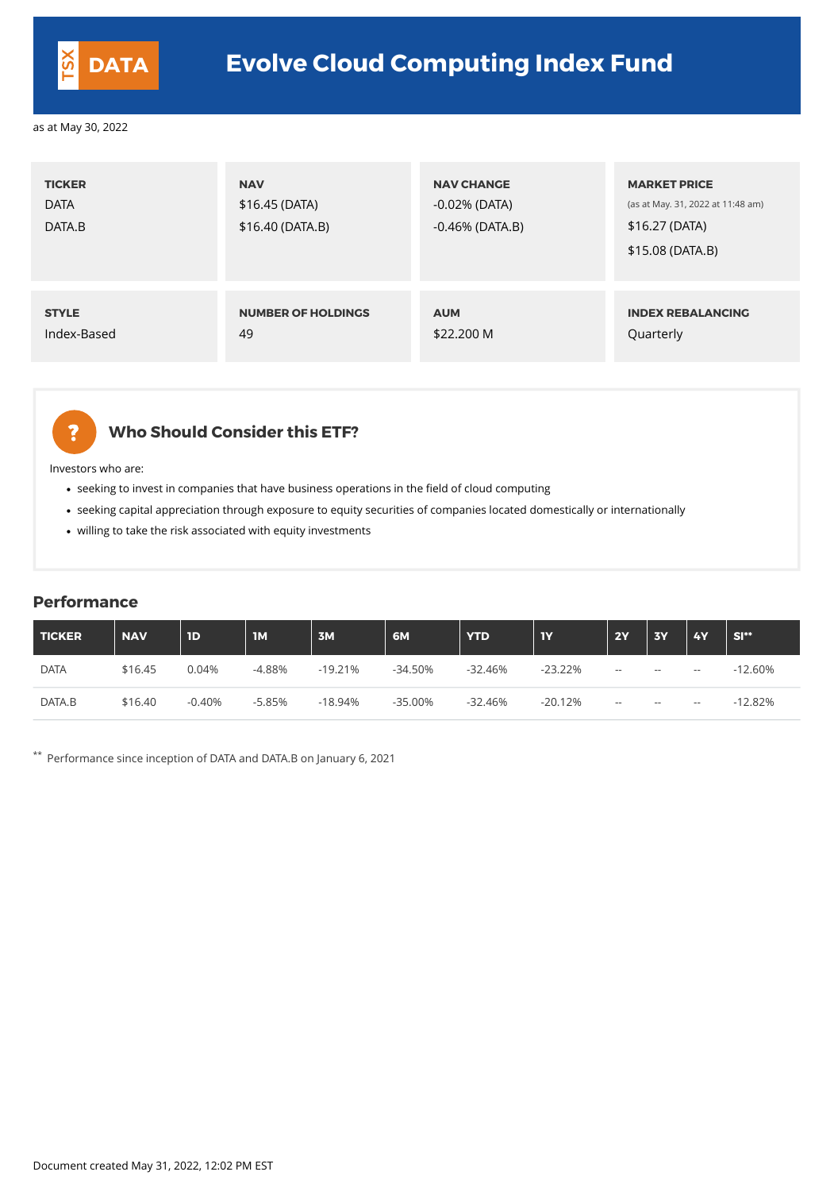TSX DATA

# Evolve Cloud Computing Index Fund

as at May 30, 2022

| TICKER | NAV | NAV CHANGE | MARKET PRICE (as at May. 31, 2022 at 11:48 am) |
|---|---|---|---|
| DATA | $16.45 (DATA) | -0.02% (DATA) | $16.27 (DATA) |
| DATA.B | $16.40 (DATA.B) | -0.46% (DATA.B) | $15.08 (DATA.B) |

| STYLE | NUMBER OF HOLDINGS | AUM | INDEX REBALANCING |
|---|---|---|---|
| Index-Based | 49 | $22.200 M | Quarterly |

## Who Should Consider this ETF?

Investors who are:

- seeking to invest in companies that have business operations in the field of cloud computing
- seeking capital appreciation through exposure to equity securities of companies located domestically or internationally
- willing to take the risk associated with equity investments

## Performance

| TICKER | NAV | 1D | 1M | 3M | 6M | YTD | 1Y | 2Y | 3Y | 4Y | SI** |
|---|---|---|---|---|---|---|---|---|---|---|---|
| DATA | $16.45 | 0.04% | -4.88% | -19.21% | -34.50% | -32.46% | -23.22% | -- | -- | -- | -12.60% |
| DATA.B | $16.40 | -0.40% | -5.85% | -18.94% | -35.00% | -32.46% | -20.12% | -- | -- | -- | -12.82% |

** Performance since inception of DATA and DATA.B on January 6, 2021

Document created May 31, 2022, 12:02 PM EST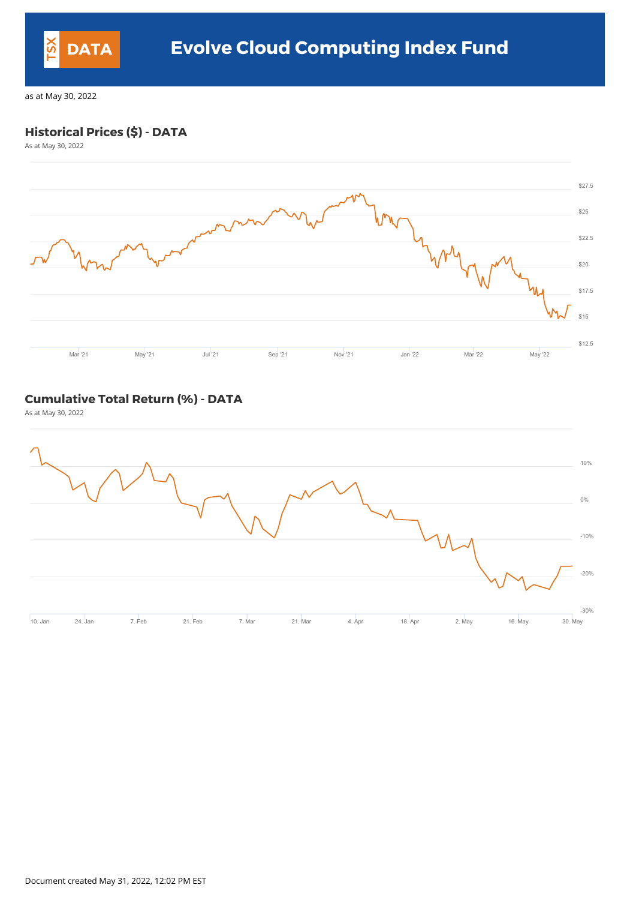# Evolve Cloud Computing Index Fund

TSX DATA

as at May 30, 2022

## Historical Prices ($) - DATA

As at May 30, 2022

## Cumulative Total Return (%) - DATA

As at May 30, 2022

Document created May 31, 2022, 12:02 PM EST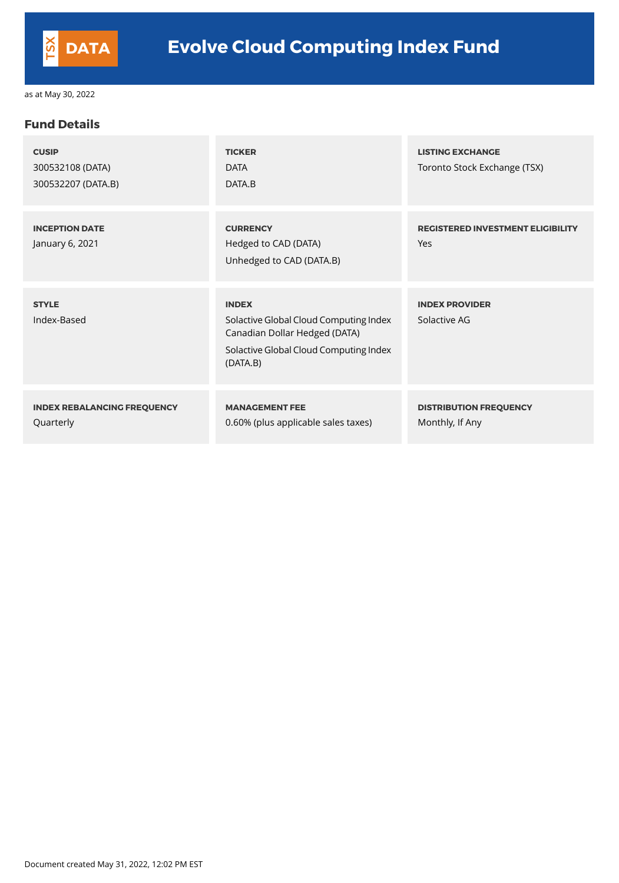# Evolve Cloud Computing Index Fund

TSX DATA

as at May 30, 2022

## Fund Details

**CUSIP**
300532108 (DATA)
300532207 (DATA.B)

**TICKER**
DATA
DATA.B

**LISTING EXCHANGE**
Toronto Stock Exchange (TSX)

**INCEPTION DATE**
January 6, 2021

**CURRENCY**
Hedged to CAD (DATA)
Unhedged to CAD (DATA.B)

**REGISTERED INVESTMENT ELIGIBILITY**
Yes

**STYLE**
Index-Based

**INDEX**
Solactive Global Cloud Computing Index Canadian Dollar Hedged (DATA)
Solactive Global Cloud Computing Index (DATA.B)

**INDEX PROVIDER**
Solactive AG

**INDEX REBALANCING FREQUENCY**
Quarterly

**MANAGEMENT FEE**
0.60% (plus applicable sales taxes)

**DISTRIBUTION FREQUENCY**
Monthly, If Any

Document created May 31, 2022, 12:02 PM EST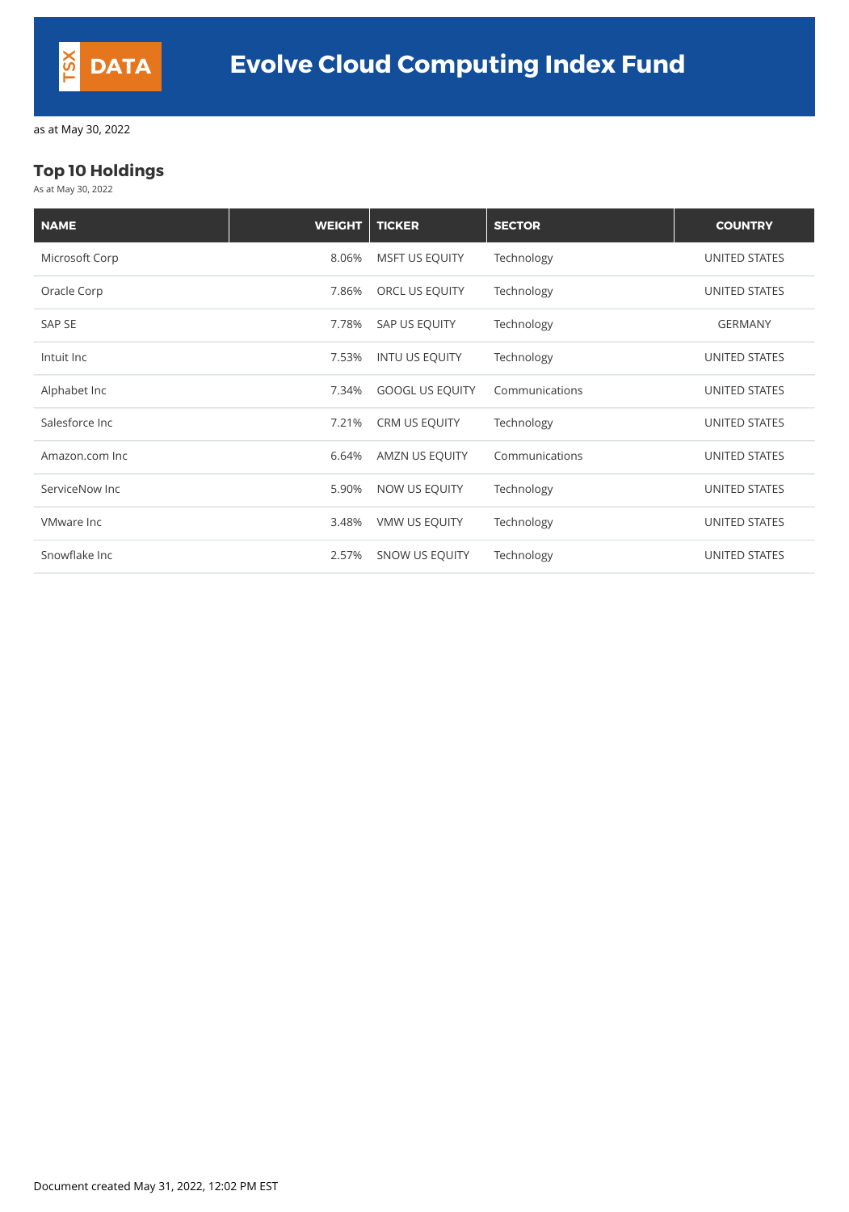TSX DATA

# Evolve Cloud Computing Index Fund

as at May 30, 2022

## Top 10 Holdings

As at May 30, 2022

| NAME | WEIGHT | TICKER | SECTOR | COUNTRY |
|---|---|---|---|---|
| Microsoft Corp | 8.06% | MSFT US EQUITY | Technology | UNITED STATES |
| Oracle Corp | 7.86% | ORCL US EQUITY | Technology | UNITED STATES |
| SAP SE | 7.78% | SAP US EQUITY | Technology | GERMANY |
| Intuit Inc | 7.53% | INTU US EQUITY | Technology | UNITED STATES |
| Alphabet Inc | 7.34% | GOOGL US EQUITY | Communications | UNITED STATES |
| Salesforce Inc | 7.21% | CRM US EQUITY | Technology | UNITED STATES |
| Amazon.com Inc | 6.64% | AMZN US EQUITY | Communications | UNITED STATES |
| ServiceNow Inc | 5.90% | NOW US EQUITY | Technology | UNITED STATES |
| VMware Inc | 3.48% | VMW US EQUITY | Technology | UNITED STATES |
| Snowflake Inc | 2.57% | SNOW US EQUITY | Technology | UNITED STATES |

Document created May 31, 2022, 12:02 PM EST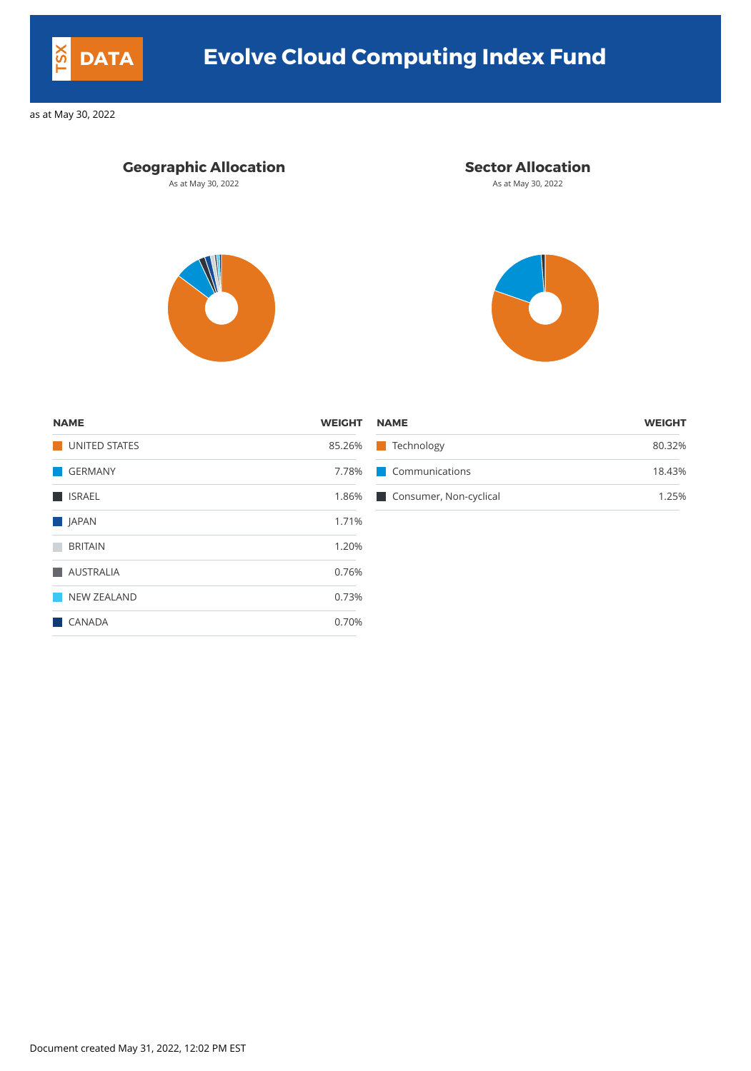# Evolve Cloud Computing Index Fund

as at May 30, 2022

## Geographic Allocation

As at May 30, 2022

| NAME | WEIGHT |
|---|---|
| UNITED STATES | 85.26% |
| GERMANY | 7.78% |
| ISRAEL | 1.86% |
| JAPAN | 1.71% |
| BRITAIN | 1.20% |
| AUSTRALIA | 0.76% |
| NEW ZEALAND | 0.73% |
| CANADA | 0.70% |

## Sector Allocation

As at May 30, 2022

| NAME | WEIGHT |
|---|---|
| Technology | 80.32% |
| Communications | 18.43% |
| Consumer, Non-cyclical | 1.25% |

Document created May 31, 2022, 12:02 PM EST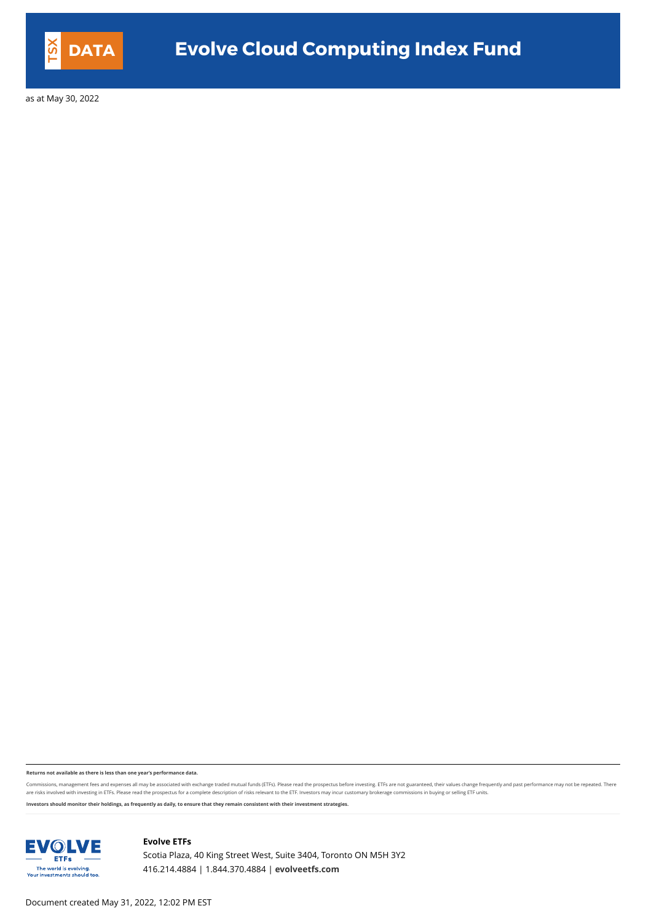# Evolve Cloud Computing Index Fund

as at May 30, 2022

**Returns not available as there is less than one year's performance data.**

Commissions, management fees and expenses all may be associated with exchange traded mutual funds (ETFs). Please read the prospectus before investing. ETFs are not guaranteed, their values change frequently and past performance may not be repeated. There are risks involved with investing in ETFs. Please read the prospectus for a complete description of risks relevant to the ETF. Investors may incur customary brokerage commissions in buying or selling ETF units.

**Investors should monitor their holdings, as frequently as daily, to ensure that they remain consistent with their investment strategies.**

**Evolve ETFs**

Scotia Plaza, 40 King Street West, Suite 3404, Toronto ON M5H 3Y2

416.214.4884 | 1.844.370.4884 | **evolveetfs.com**

Document created May 31, 2022, 12:02 PM EST